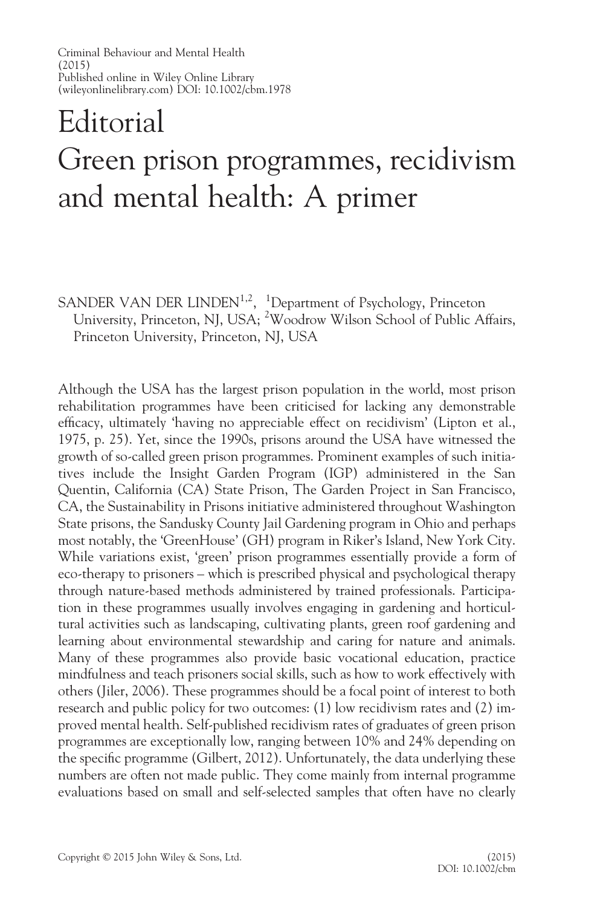Criminal Behaviour and Mental Health (2015)
Published online in Wiley Online Library (wileyonlinelibrary.com) DOI: 10.1002/cbm.1978

# Editorial
# Green prison programmes, recidivism and mental health: A primer

SANDER VAN DER LINDEN[1,2], [1]Department of Psychology, Princeton University, Princeton, NJ, USA; [2]Woodrow Wilson School of Public Affairs, Princeton University, Princeton, NJ, USA

Although the USA has the largest prison population in the world, most prison rehabilitation programmes have been criticised for lacking any demonstrable efficacy, ultimately 'having no appreciable effect on recidivism' (Lipton et al., 1975, p. 25). Yet, since the 1990s, prisons around the USA have witnessed the growth of so-called green prison programmes. Prominent examples of such initiatives include the Insight Garden Program (IGP) administered in the San Quentin, California (CA) State Prison, The Garden Project in San Francisco, CA, the Sustainability in Prisons initiative administered throughout Washington State prisons, the Sandusky County Jail Gardening program in Ohio and perhaps most notably, the 'GreenHouse' (GH) program in Riker's Island, New York City. While variations exist, 'green' prison programmes essentially provide a form of eco-therapy to prisoners – which is prescribed physical and psychological therapy through nature-based methods administered by trained professionals. Participation in these programmes usually involves engaging in gardening and horticultural activities such as landscaping, cultivating plants, green roof gardening and learning about environmental stewardship and caring for nature and animals. Many of these programmes also provide basic vocational education, practice mindfulness and teach prisoners social skills, such as how to work effectively with others (Jiler, 2006). These programmes should be a focal point of interest to both research and public policy for two outcomes: (1) low recidivism rates and (2) improved mental health. Self-published recidivism rates of graduates of green prison programmes are exceptionally low, ranging between 10% and 24% depending on the specific programme (Gilbert, 2012). Unfortunately, the data underlying these numbers are often not made public. They come mainly from internal programme evaluations based on small and self-selected samples that often have no clearly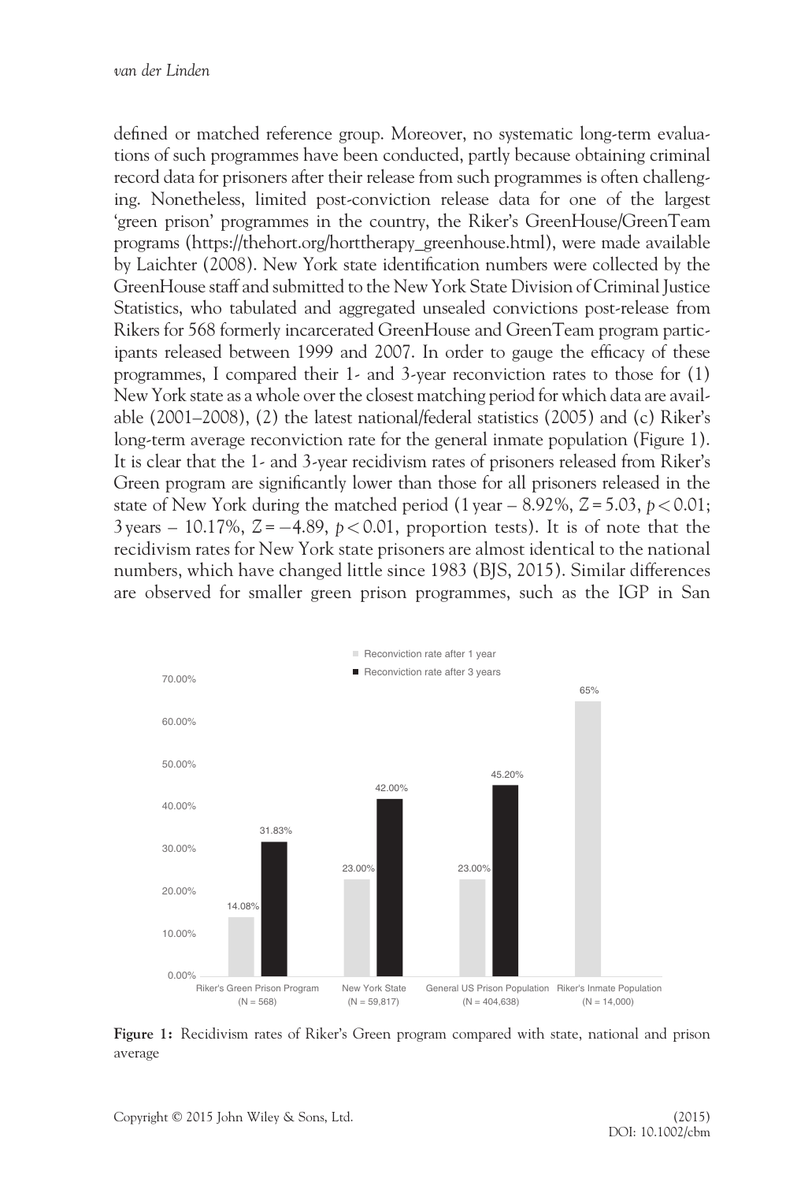defined or matched reference group. Moreover, no systematic long-term evaluations of such programmes have been conducted, partly because obtaining criminal record data for prisoners after their release from such programmes is often challenging. Nonetheless, limited post-conviction release data for one of the largest 'green prison' programmes in the country, the Riker's GreenHouse/GreenTeam programs (https://thehort.org/horttherapy_greenhouse.html), were made available by Laichter (2008). New York state identification numbers were collected by the GreenHouse staff and submitted to the New York State Division of Criminal Justice Statistics, who tabulated and aggregated unsealed convictions post-release from Rikers for 568 formerly incarcerated GreenHouse and GreenTeam program participants released between 1999 and 2007. In order to gauge the efficacy of these programmes, I compared their 1- and 3-year reconviction rates to those for (1) New York state as a whole over the closest matching period for which data are available (2001–2008), (2) the latest national/federal statistics (2005) and (c) Riker's long-term average reconviction rate for the general inmate population (Figure 1). It is clear that the 1- and 3-year recidivism rates of prisoners released from Riker's Green program are significantly lower than those for all prisoners released in the state of New York during the matched period (1 year – 8.92%, $Z = 5.03$, $p < 0.01$; 3 years – 10.17%, $Z = -4.89$, $p < 0.01$, proportion tests). It is of note that the recidivism rates for New York state prisoners are almost identical to the national numbers, which have changed little since 1983 (BJS, 2015). Similar differences are observed for smaller green prison programmes, such as the IGP in San

| | Reconviction rate after 1 year | Reconviction rate after 3 years |
|---|---|---|
| Riker's Green Prison Program (N = 568) | 14.08% | 31.83% |
| New York State (N = 59,817) | 23.00% | 42.00% |
| General US Prison Population (N = 404,638) | 23.00% | 45.20% |
| Riker's Inmate Population (N = 14,000) | 65% | |

**Figure 1:** Recidivism rates of Riker's Green program compared with state, national and prison average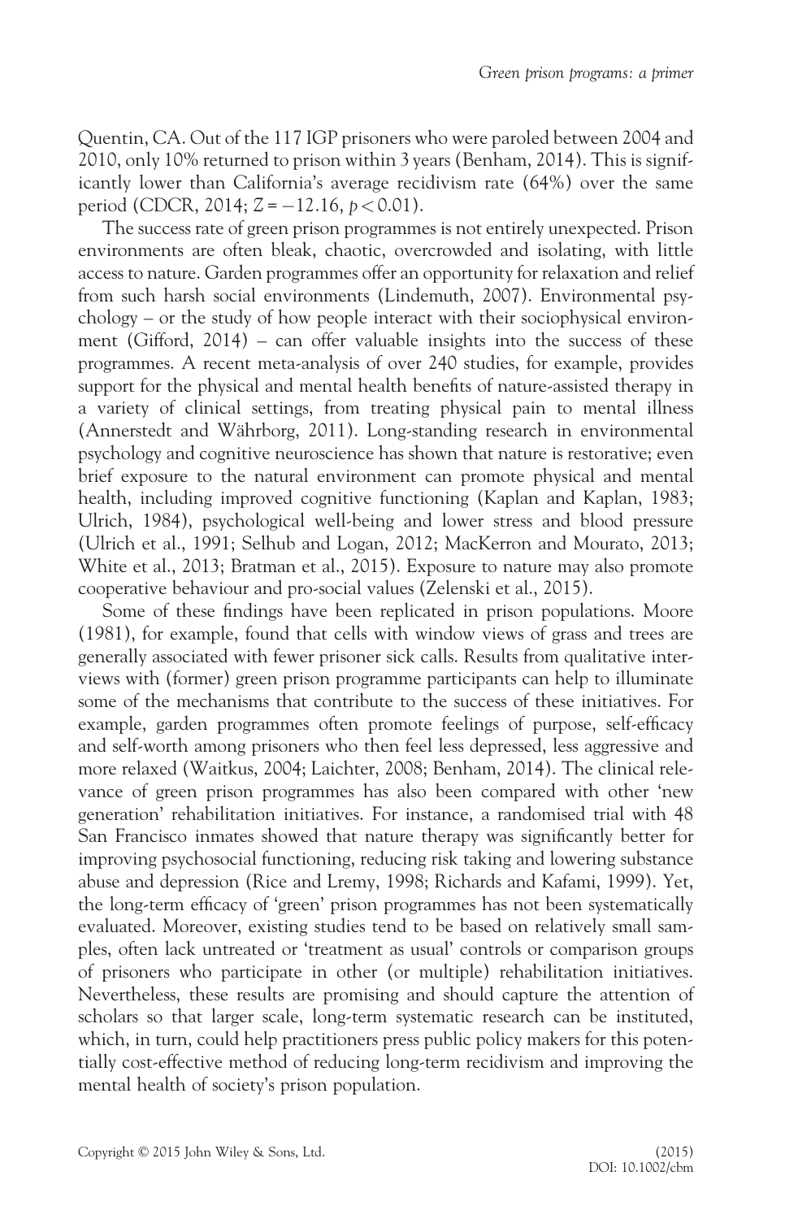Quentin, CA. Out of the 117 IGP prisoners who were paroled between 2004 and 2010, only 10% returned to prison within 3 years (Benham, 2014). This is significantly lower than California's average recidivism rate (64%) over the same period (CDCR, 2014; $Z = -12.16$, $p < 0.01$).

The success rate of green prison programmes is not entirely unexpected. Prison environments are often bleak, chaotic, overcrowded and isolating, with little access to nature. Garden programmes offer an opportunity for relaxation and relief from such harsh social environments (Lindemuth, 2007). Environmental psychology – or the study of how people interact with their sociophysical environment (Gifford, 2014) – can offer valuable insights into the success of these programmes. A recent meta-analysis of over 240 studies, for example, provides support for the physical and mental health benefits of nature-assisted therapy in a variety of clinical settings, from treating physical pain to mental illness (Annerstedt and Währborg, 2011). Long-standing research in environmental psychology and cognitive neuroscience has shown that nature is restorative; even brief exposure to the natural environment can promote physical and mental health, including improved cognitive functioning (Kaplan and Kaplan, 1983; Ulrich, 1984), psychological well-being and lower stress and blood pressure (Ulrich et al., 1991; Selhub and Logan, 2012; MacKerron and Mourato, 2013; White et al., 2013; Bratman et al., 2015). Exposure to nature may also promote cooperative behaviour and pro-social values (Zelenski et al., 2015).

Some of these findings have been replicated in prison populations. Moore (1981), for example, found that cells with window views of grass and trees are generally associated with fewer prisoner sick calls. Results from qualitative interviews with (former) green prison programme participants can help to illuminate some of the mechanisms that contribute to the success of these initiatives. For example, garden programmes often promote feelings of purpose, self-efficacy and self-worth among prisoners who then feel less depressed, less aggressive and more relaxed (Waitkus, 2004; Laichter, 2008; Benham, 2014). The clinical relevance of green prison programmes has also been compared with other 'new generation' rehabilitation initiatives. For instance, a randomised trial with 48 San Francisco inmates showed that nature therapy was significantly better for improving psychosocial functioning, reducing risk taking and lowering substance abuse and depression (Rice and Lremy, 1998; Richards and Kafami, 1999). Yet, the long-term efficacy of 'green' prison programmes has not been systematically evaluated. Moreover, existing studies tend to be based on relatively small samples, often lack untreated or 'treatment as usual' controls or comparison groups of prisoners who participate in other (or multiple) rehabilitation initiatives. Nevertheless, these results are promising and should capture the attention of scholars so that larger scale, long-term systematic research can be instituted, which, in turn, could help practitioners press public policy makers for this potentially cost-effective method of reducing long-term recidivism and improving the mental health of society's prison population.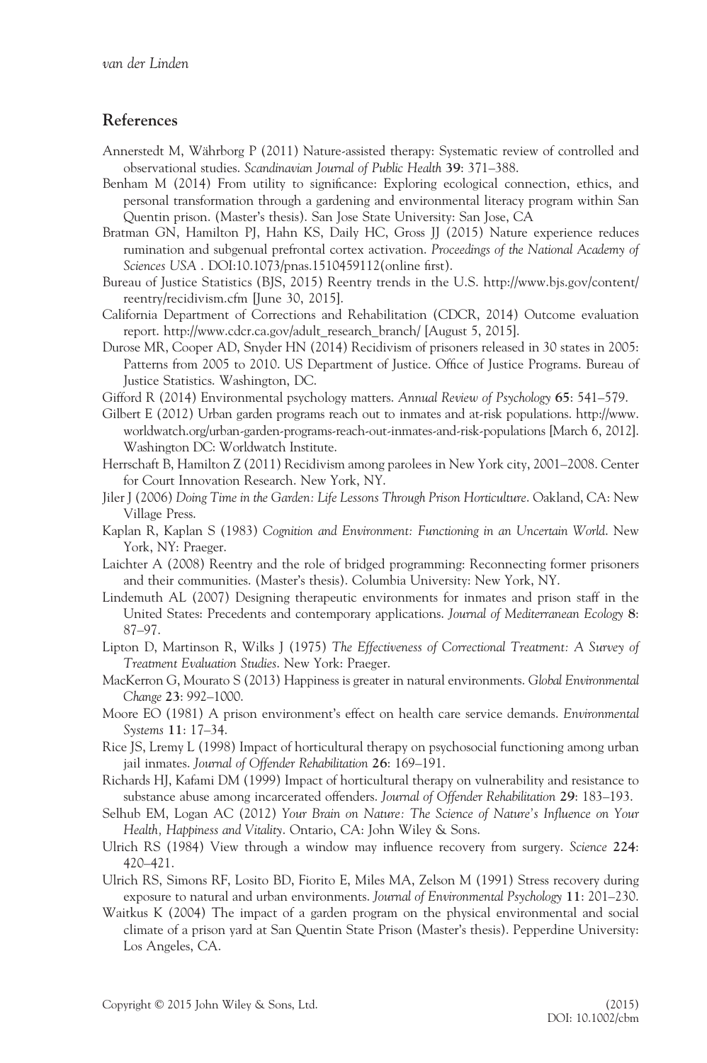## References

Annerstedt M, Währborg P (2011) Nature-assisted therapy: Systematic review of controlled and observational studies. *Scandinavian Journal of Public Health* **39**: 371–388.

Benham M (2014) From utility to significance: Exploring ecological connection, ethics, and personal transformation through a gardening and environmental literacy program within San Quentin prison. (Master's thesis). San Jose State University: San Jose, CA

Bratman GN, Hamilton PJ, Hahn KS, Daily HC, Gross JJ (2015) Nature experience reduces rumination and subgenual prefrontal cortex activation. *Proceedings of the National Academy of Sciences USA* . DOI:10.1073/pnas.1510459112(online first).

Bureau of Justice Statistics (BJS, 2015) Reentry trends in the U.S. http://www.bjs.gov/content/reentry/recidivism.cfm [June 30, 2015].

California Department of Corrections and Rehabilitation (CDCR, 2014) Outcome evaluation report. http://www.cdcr.ca.gov/adult_research_branch/ [August 5, 2015].

Durose MR, Cooper AD, Snyder HN (2014) Recidivism of prisoners released in 30 states in 2005: Patterns from 2005 to 2010. US Department of Justice. Office of Justice Programs. Bureau of Justice Statistics. Washington, DC.

Gifford R (2014) Environmental psychology matters. *Annual Review of Psychology* **65**: 541–579.

Gilbert E (2012) Urban garden programs reach out to inmates and at-risk populations. http://www.worldwatch.org/urban-garden-programs-reach-out-inmates-and-risk-populations [March 6, 2012]. Washington DC: Worldwatch Institute.

Herrschaft B, Hamilton Z (2011) Recidivism among parolees in New York city, 2001–2008. Center for Court Innovation Research. New York, NY.

Jiler J (2006) *Doing Time in the Garden: Life Lessons Through Prison Horticulture*. Oakland, CA: New Village Press.

Kaplan R, Kaplan S (1983) *Cognition and Environment: Functioning in an Uncertain World*. New York, NY: Praeger.

Laichter A (2008) Reentry and the role of bridged programming: Reconnecting former prisoners and their communities. (Master's thesis). Columbia University: New York, NY.

Lindemuth AL (2007) Designing therapeutic environments for inmates and prison staff in the United States: Precedents and contemporary applications. *Journal of Mediterranean Ecology* **8**: 87–97.

Lipton D, Martinson R, Wilks J (1975) *The Effectiveness of Correctional Treatment: A Survey of Treatment Evaluation Studies*. New York: Praeger.

MacKerron G, Mourato S (2013) Happiness is greater in natural environments. *Global Environmental Change* **23**: 992–1000.

Moore EO (1981) A prison environment's effect on health care service demands. *Environmental Systems* **11**: 17–34.

Rice JS, Lremy L (1998) Impact of horticultural therapy on psychosocial functioning among urban jail inmates. *Journal of Offender Rehabilitation* **26**: 169–191.

Richards HJ, Kafami DM (1999) Impact of horticultural therapy on vulnerability and resistance to substance abuse among incarcerated offenders. *Journal of Offender Rehabilitation* **29**: 183–193.

Selhub EM, Logan AC (2012) *Your Brain on Nature: The Science of Nature's Influence on Your Health, Happiness and Vitality*. Ontario, CA: John Wiley & Sons.

Ulrich RS (1984) View through a window may influence recovery from surgery. *Science* **224**: 420–421.

Ulrich RS, Simons RF, Losito BD, Fiorito E, Miles MA, Zelson M (1991) Stress recovery during exposure to natural and urban environments. *Journal of Environmental Psychology* **11**: 201–230.

Waitkus K (2004) The impact of a garden program on the physical environmental and social climate of a prison yard at San Quentin State Prison (Master's thesis). Pepperdine University: Los Angeles, CA.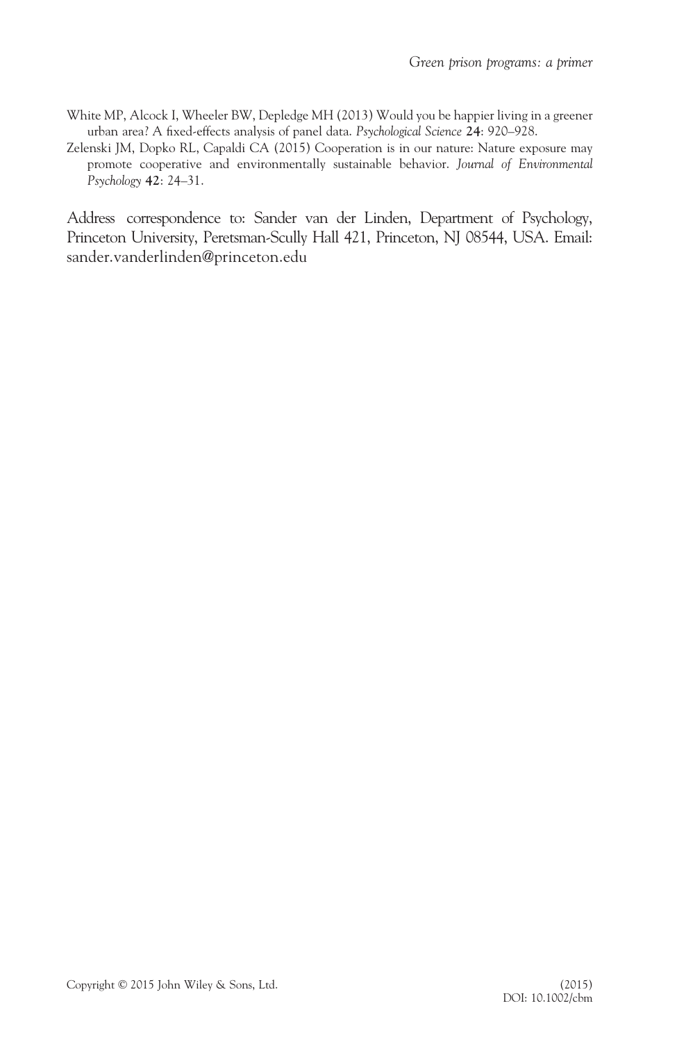White MP, Alcock I, Wheeler BW, Depledge MH (2013) Would you be happier living in a greener urban area? A fixed-effects analysis of panel data. *Psychological Science* **24**: 920–928.

Zelenski JM, Dopko RL, Capaldi CA (2015) Cooperation is in our nature: Nature exposure may promote cooperative and environmentally sustainable behavior. *Journal of Environmental Psychology* **42**: 24–31.

Address correspondence to: Sander van der Linden, Department of Psychology, Princeton University, Peretsman-Scully Hall 421, Princeton, NJ 08544, USA. Email: sander.vanderlinden@princeton.edu